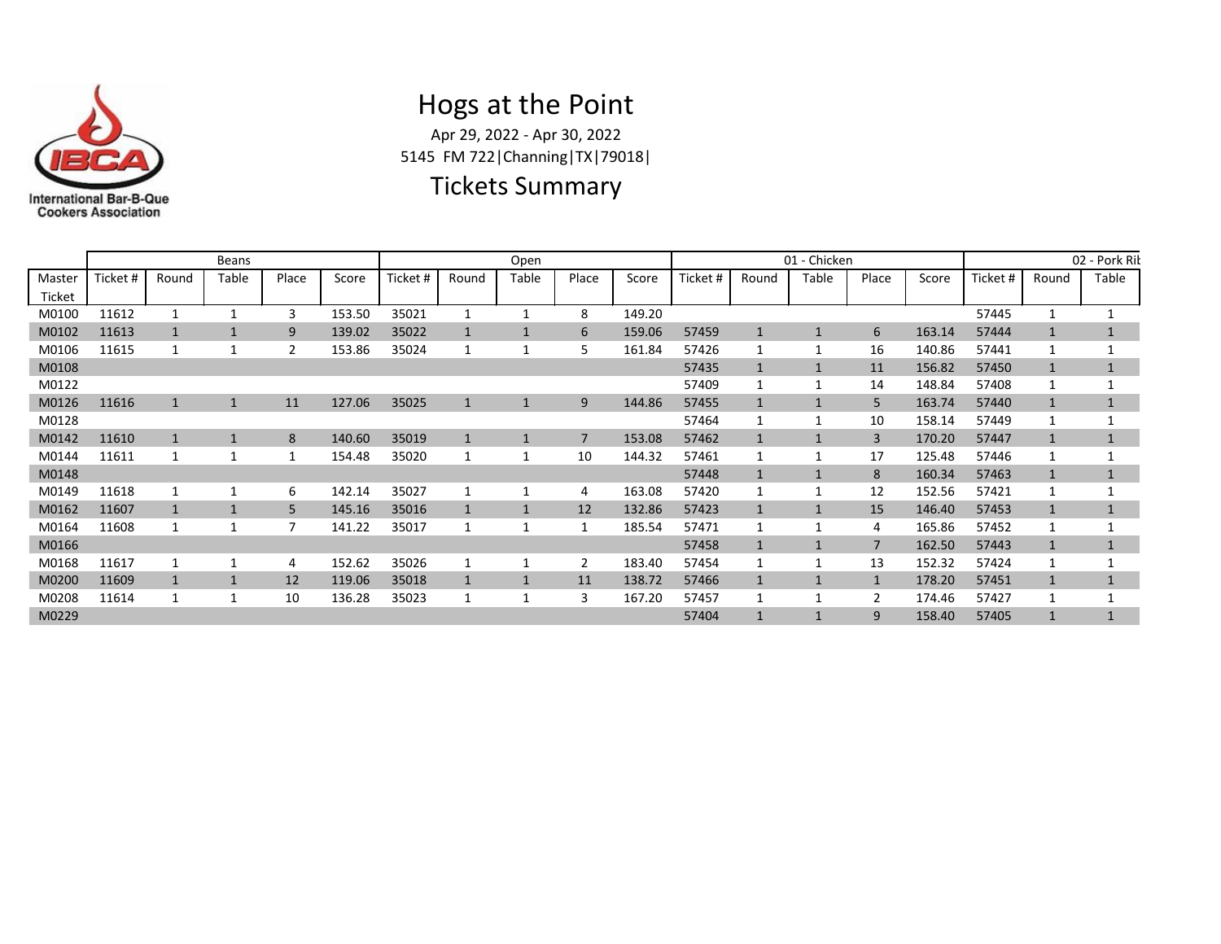International Bar-B-Que Cookers Association

# Hogs at the Point

Apr 29, 2022 - Apr 30, 2022

5145 FM 722|Channing|TX|79018|

## Tickets Summary

| | Beans | | | | | Open | | | | | 01 - Chicken | | | | | 02 - Pork Rib | | |
|---|---|---|---|---|---|---|---|---|---|---|---|---|---|---|---|---|---|---|
| Master Ticket | Ticket # | Round | Table | Place | Score | Ticket # | Round | Table | Place | Score | Ticket # | Round | Table | Place | Score | Ticket # | Round | Table |
| M0100 | 11612 | 1 | 1 | 3 | 153.50 | 35021 | 1 | 1 | 8 | 149.20 | | | | | | 57445 | 1 | 1 |
| M0102 | 11613 | 1 | 1 | 9 | 139.02 | 35022 | 1 | 1 | 6 | 159.06 | 57459 | 1 | 1 | 6 | 163.14 | 57444 | 1 | 1 |
| M0106 | 11615 | 1 | 1 | 2 | 153.86 | 35024 | 1 | 1 | 5 | 161.84 | 57426 | 1 | 1 | 16 | 140.86 | 57441 | 1 | 1 |
| M0108 | | | | | | | | | | | 57435 | 1 | 1 | 11 | 156.82 | 57450 | 1 | 1 |
| M0122 | | | | | | | | | | | 57409 | 1 | 1 | 14 | 148.84 | 57408 | 1 | 1 |
| M0126 | 11616 | 1 | 1 | 11 | 127.06 | 35025 | 1 | 1 | 9 | 144.86 | 57455 | 1 | 1 | 5 | 163.74 | 57440 | 1 | 1 |
| M0128 | | | | | | | | | | | 57464 | 1 | 1 | 10 | 158.14 | 57449 | 1 | 1 |
| M0142 | 11610 | 1 | 1 | 8 | 140.60 | 35019 | 1 | 1 | 7 | 153.08 | 57462 | 1 | 1 | 3 | 170.20 | 57447 | 1 | 1 |
| M0144 | 11611 | 1 | 1 | 1 | 154.48 | 35020 | 1 | 1 | 10 | 144.32 | 57461 | 1 | 1 | 17 | 125.48 | 57446 | 1 | 1 |
| M0148 | | | | | | | | | | | 57448 | 1 | 1 | 8 | 160.34 | 57463 | 1 | 1 |
| M0149 | 11618 | 1 | 1 | 6 | 142.14 | 35027 | 1 | 1 | 4 | 163.08 | 57420 | 1 | 1 | 12 | 152.56 | 57421 | 1 | 1 |
| M0162 | 11607 | 1 | 1 | 5 | 145.16 | 35016 | 1 | 1 | 12 | 132.86 | 57423 | 1 | 1 | 15 | 146.40 | 57453 | 1 | 1 |
| M0164 | 11608 | 1 | 1 | 7 | 141.22 | 35017 | 1 | 1 | 1 | 185.54 | 57471 | 1 | 1 | 4 | 165.86 | 57452 | 1 | 1 |
| M0166 | | | | | | | | | | | 57458 | 1 | 1 | 7 | 162.50 | 57443 | 1 | 1 |
| M0168 | 11617 | 1 | 1 | 4 | 152.62 | 35026 | 1 | 1 | 2 | 183.40 | 57454 | 1 | 1 | 13 | 152.32 | 57424 | 1 | 1 |
| M0200 | 11609 | 1 | 1 | 12 | 119.06 | 35018 | 1 | 1 | 11 | 138.72 | 57466 | 1 | 1 | 1 | 178.20 | 57451 | 1 | 1 |
| M0208 | 11614 | 1 | 1 | 10 | 136.28 | 35023 | 1 | 1 | 3 | 167.20 | 57457 | 1 | 1 | 2 | 174.46 | 57427 | 1 | 1 |
| M0229 | | | | | | | | | | | 57404 | 1 | 1 | 9 | 158.40 | 57405 | 1 | 1 |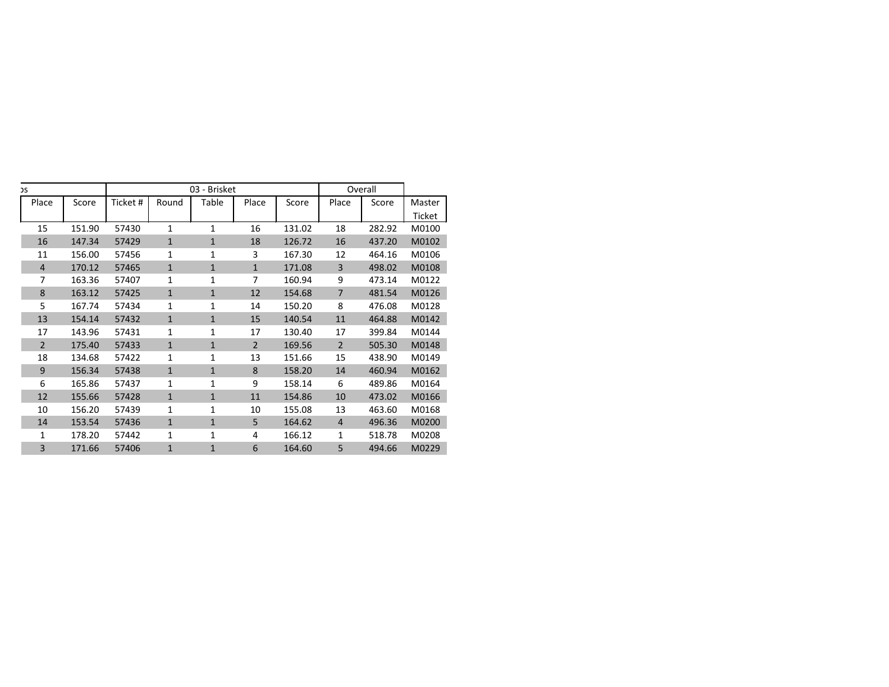| ...s | | 03 - Brisket | | | | | Overall | | |
|---|---|---|---|---|---|---|---|---|---|
| Place | Score | Ticket # | Round | Table | Place | Score | Place | Score | Master Ticket |
| 15 | 151.90 | 57430 | 1 | 1 | 16 | 131.02 | 18 | 282.92 | M0100 |
| 16 | 147.34 | 57429 | 1 | 1 | 18 | 126.72 | 16 | 437.20 | M0102 |
| 11 | 156.00 | 57456 | 1 | 1 | 3 | 167.30 | 12 | 464.16 | M0106 |
| 4 | 170.12 | 57465 | 1 | 1 | 1 | 171.08 | 3 | 498.02 | M0108 |
| 7 | 163.36 | 57407 | 1 | 1 | 7 | 160.94 | 9 | 473.14 | M0122 |
| 8 | 163.12 | 57425 | 1 | 1 | 12 | 154.68 | 7 | 481.54 | M0126 |
| 5 | 167.74 | 57434 | 1 | 1 | 14 | 150.20 | 8 | 476.08 | M0128 |
| 13 | 154.14 | 57432 | 1 | 1 | 15 | 140.54 | 11 | 464.88 | M0142 |
| 17 | 143.96 | 57431 | 1 | 1 | 17 | 130.40 | 17 | 399.84 | M0144 |
| 2 | 175.40 | 57433 | 1 | 1 | 2 | 169.56 | 2 | 505.30 | M0148 |
| 18 | 134.68 | 57422 | 1 | 1 | 13 | 151.66 | 15 | 438.90 | M0149 |
| 9 | 156.34 | 57438 | 1 | 1 | 8 | 158.20 | 14 | 460.94 | M0162 |
| 6 | 165.86 | 57437 | 1 | 1 | 9 | 158.14 | 6 | 489.86 | M0164 |
| 12 | 155.66 | 57428 | 1 | 1 | 11 | 154.86 | 10 | 473.02 | M0166 |
| 10 | 156.20 | 57439 | 1 | 1 | 10 | 155.08 | 13 | 463.60 | M0168 |
| 14 | 153.54 | 57436 | 1 | 1 | 5 | 164.62 | 4 | 496.36 | M0200 |
| 1 | 178.20 | 57442 | 1 | 1 | 4 | 166.12 | 1 | 518.78 | M0208 |
| 3 | 171.66 | 57406 | 1 | 1 | 6 | 164.60 | 5 | 494.66 | M0229 |